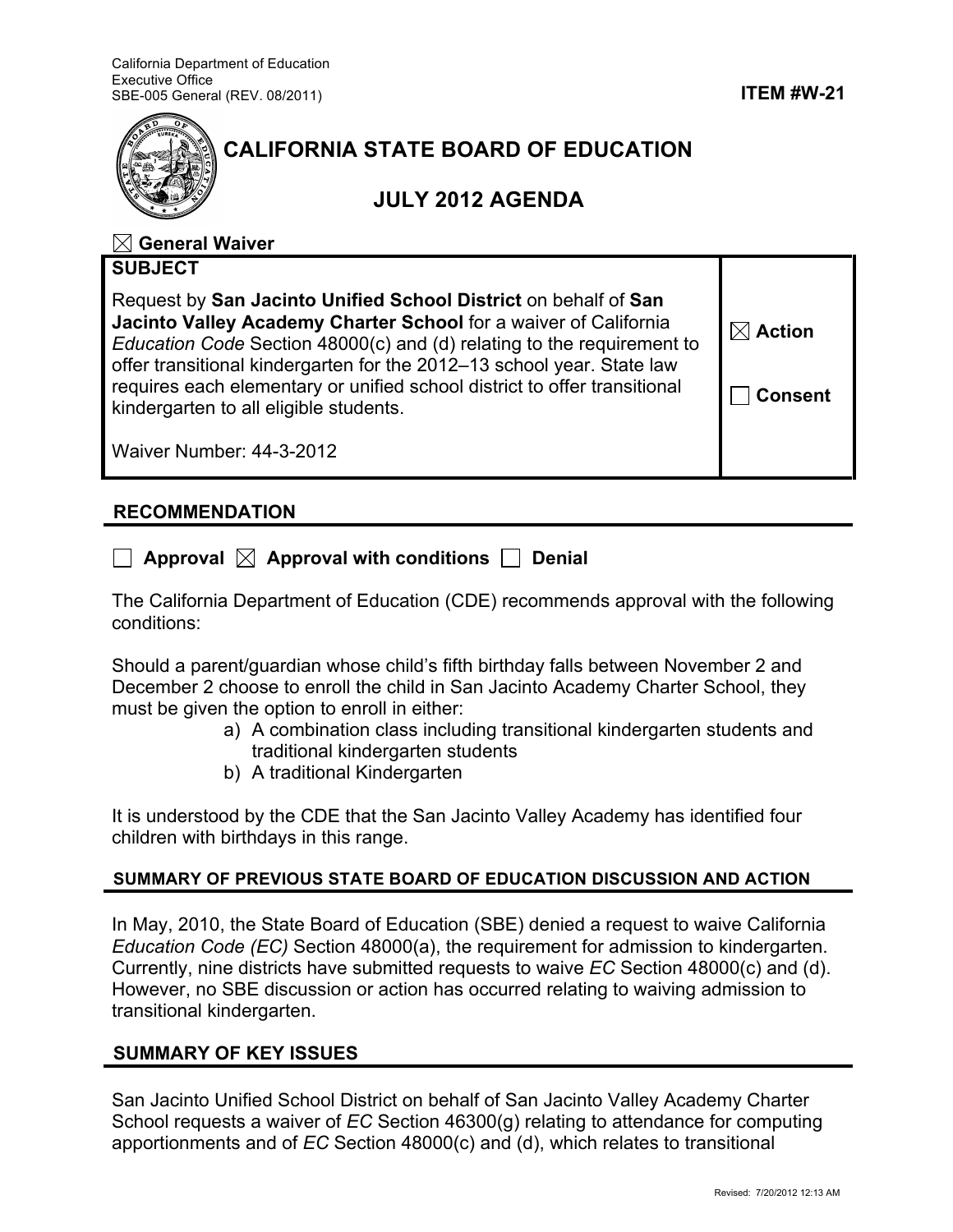California Department of Education
Executive Office
SBE-005 General (REV. 08/2011)

**ITEM #W-21**

# CALIFORNIA STATE BOARD OF EDUCATION

## JULY 2012 AGENDA

☒ **General Waiver**

| **SUBJECT** | |
|---|---|
| Request by **San Jacinto Unified School District** on behalf of **San Jacinto Valley Academy Charter School** for a waiver of California *Education Code* Section 48000(c) and (d) relating to the requirement to offer transitional kindergarten for the 2012–13 school year. State law requires each elementary or unified school district to offer transitional kindergarten to all eligible students. <br><br> Waiver Number: 44-3-2012 | ☒ **Action** <br><br> ☐ **Consent** |

## RECOMMENDATION

☐ **Approval** ☒ **Approval with conditions** ☐ **Denial**

The California Department of Education (CDE) recommends approval with the following conditions:

Should a parent/guardian whose child's fifth birthday falls between November 2 and December 2 choose to enroll the child in San Jacinto Academy Charter School, they must be given the option to enroll in either:

a) A combination class including transitional kindergarten students and traditional kindergarten students
b) A traditional Kindergarten

It is understood by the CDE that the San Jacinto Valley Academy has identified four children with birthdays in this range.

### SUMMARY OF PREVIOUS STATE BOARD OF EDUCATION DISCUSSION AND ACTION

In May, 2010, the State Board of Education (SBE) denied a request to waive California *Education Code (EC)* Section 48000(a), the requirement for admission to kindergarten. Currently, nine districts have submitted requests to waive *EC* Section 48000(c) and (d). However, no SBE discussion or action has occurred relating to waiving admission to transitional kindergarten.

## SUMMARY OF KEY ISSUES

San Jacinto Unified School District on behalf of San Jacinto Valley Academy Charter School requests a waiver of *EC* Section 46300(g) relating to attendance for computing apportionments and of *EC* Section 48000(c) and (d), which relates to transitional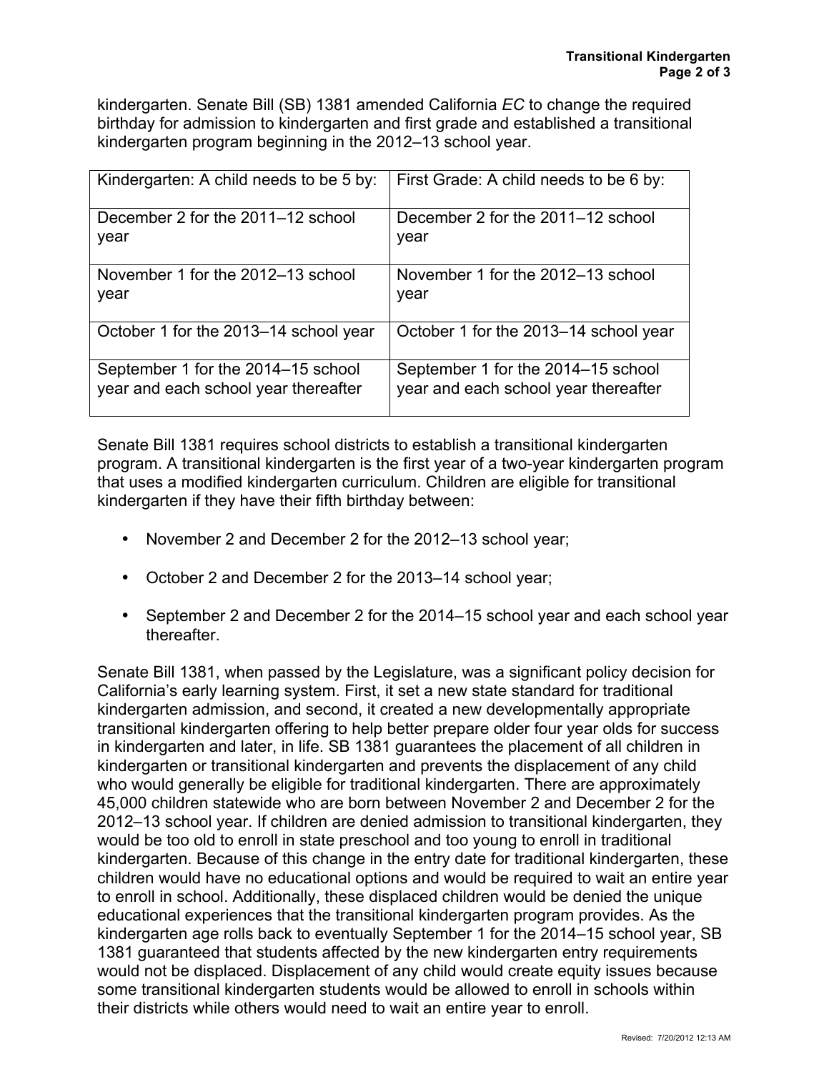kindergarten. Senate Bill (SB) 1381 amended California *EC* to change the required birthday for admission to kindergarten and first grade and established a transitional kindergarten program beginning in the 2012–13 school year.

| Kindergarten: A child needs to be 5 by: | First Grade: A child needs to be 6 by: |
|---|---|
| December 2 for the 2011–12 school year | December 2 for the 2011–12 school year |
| November 1 for the 2012–13 school year | November 1 for the 2012–13 school year |
| October 1 for the 2013–14 school year | October 1 for the 2013–14 school year |
| September 1 for the 2014–15 school year and each school year thereafter | September 1 for the 2014–15 school year and each school year thereafter |

Senate Bill 1381 requires school districts to establish a transitional kindergarten program. A transitional kindergarten is the first year of a two-year kindergarten program that uses a modified kindergarten curriculum. Children are eligible for transitional kindergarten if they have their fifth birthday between:

- November 2 and December 2 for the 2012–13 school year;
- October 2 and December 2 for the 2013–14 school year;
- September 2 and December 2 for the 2014–15 school year and each school year thereafter.

Senate Bill 1381, when passed by the Legislature, was a significant policy decision for California's early learning system. First, it set a new state standard for traditional kindergarten admission, and second, it created a new developmentally appropriate transitional kindergarten offering to help better prepare older four year olds for success in kindergarten and later, in life. SB 1381 guarantees the placement of all children in kindergarten or transitional kindergarten and prevents the displacement of any child who would generally be eligible for traditional kindergarten. There are approximately 45,000 children statewide who are born between November 2 and December 2 for the 2012–13 school year. If children are denied admission to transitional kindergarten, they would be too old to enroll in state preschool and too young to enroll in traditional kindergarten. Because of this change in the entry date for traditional kindergarten, these children would have no educational options and would be required to wait an entire year to enroll in school. Additionally, these displaced children would be denied the unique educational experiences that the transitional kindergarten program provides. As the kindergarten age rolls back to eventually September 1 for the 2014–15 school year, SB 1381 guaranteed that students affected by the new kindergarten entry requirements would not be displaced. Displacement of any child would create equity issues because some transitional kindergarten students would be allowed to enroll in schools within their districts while others would need to wait an entire year to enroll.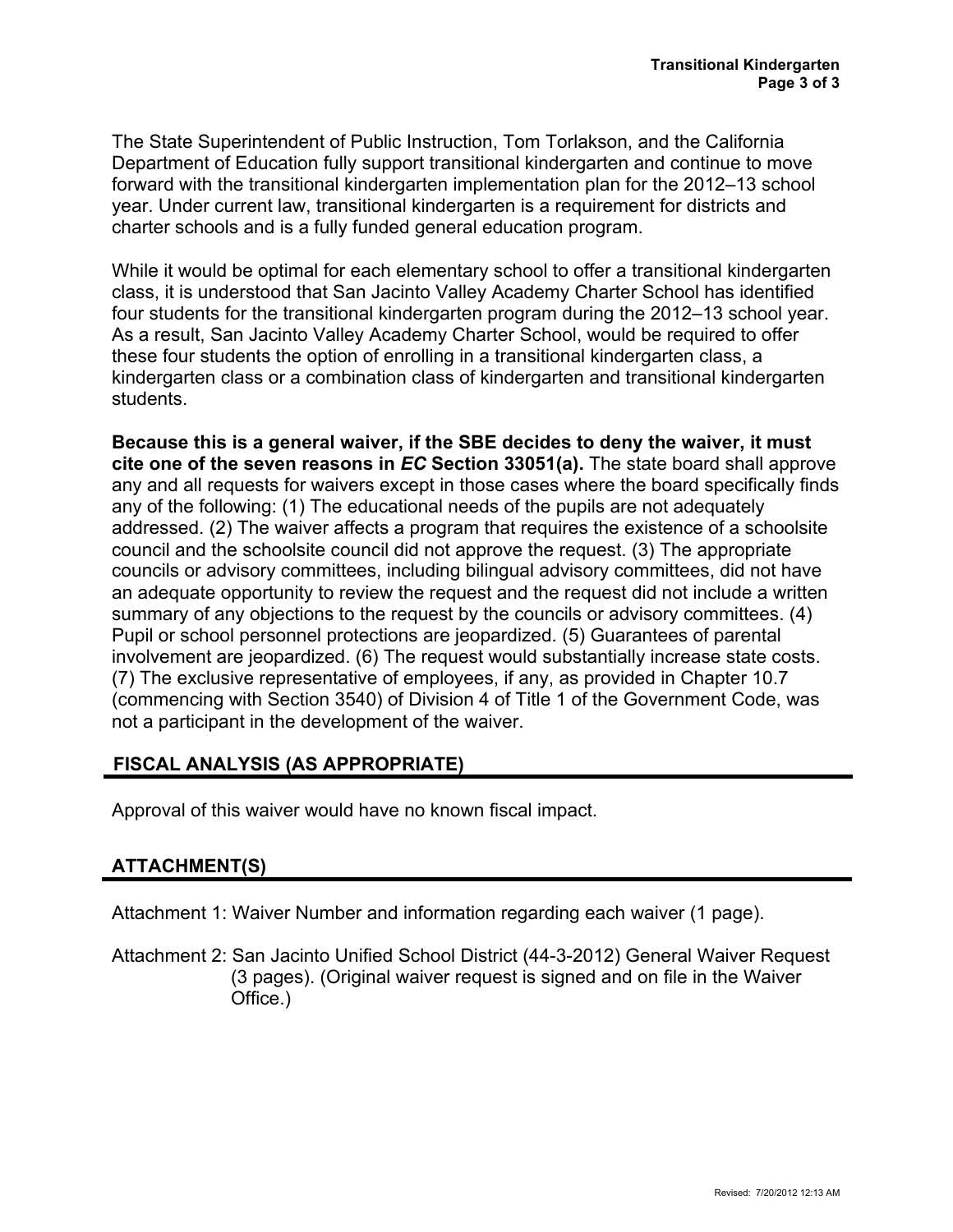The State Superintendent of Public Instruction, Tom Torlakson, and the California Department of Education fully support transitional kindergarten and continue to move forward with the transitional kindergarten implementation plan for the 2012–13 school year. Under current law, transitional kindergarten is a requirement for districts and charter schools and is a fully funded general education program.

While it would be optimal for each elementary school to offer a transitional kindergarten class, it is understood that San Jacinto Valley Academy Charter School has identified four students for the transitional kindergarten program during the 2012–13 school year. As a result, San Jacinto Valley Academy Charter School, would be required to offer these four students the option of enrolling in a transitional kindergarten class, a kindergarten class or a combination class of kindergarten and transitional kindergarten students.

**Because this is a general waiver, if the SBE decides to deny the waiver, it must cite one of the seven reasons in *EC* Section 33051(a).** The state board shall approve any and all requests for waivers except in those cases where the board specifically finds any of the following: (1) The educational needs of the pupils are not adequately addressed. (2) The waiver affects a program that requires the existence of a schoolsite council and the schoolsite council did not approve the request. (3) The appropriate councils or advisory committees, including bilingual advisory committees, did not have an adequate opportunity to review the request and the request did not include a written summary of any objections to the request by the councils or advisory committees. (4) Pupil or school personnel protections are jeopardized. (5) Guarantees of parental involvement are jeopardized. (6) The request would substantially increase state costs. (7) The exclusive representative of employees, if any, as provided in Chapter 10.7 (commencing with Section 3540) of Division 4 of Title 1 of the Government Code, was not a participant in the development of the waiver.

## FISCAL ANALYSIS (AS APPROPRIATE)

Approval of this waiver would have no known fiscal impact.

## ATTACHMENT(S)

Attachment 1: Waiver Number and information regarding each waiver (1 page).

Attachment 2: San Jacinto Unified School District (44-3-2012) General Waiver Request (3 pages). (Original waiver request is signed and on file in the Waiver Office.)

Revised: 7/20/2012 12:13 AM